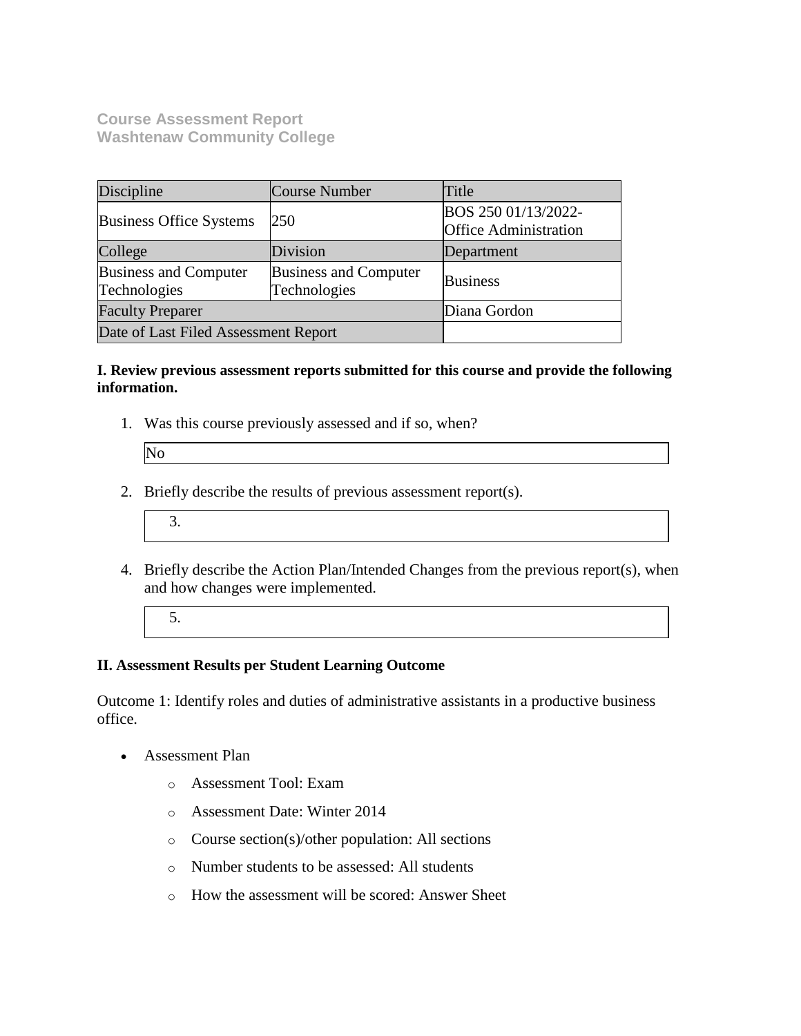**Course Assessment Report**
**Washtenaw Community College**

| Discipline | Course Number | Title |
|---|---|---|
| Business Office Systems | 250 | BOS 250 01/13/2022-Office Administration |
| College | Division | Department |
| Business and Computer Technologies | Business and Computer Technologies | Business |
| Faculty Preparer | | Diana Gordon |
| Date of Last Filed Assessment Report | | |

**I. Review previous assessment reports submitted for this course and provide the following information.**

1. Was this course previously assessed and if so, when?

   No

2. Briefly describe the results of previous assessment report(s).

3. 

4. Briefly describe the Action Plan/Intended Changes from the previous report(s), when and how changes were implemented.

5. 

**II. Assessment Results per Student Learning Outcome**

Outcome 1: Identify roles and duties of administrative assistants in a productive business office.

- Assessment Plan
  - Assessment Tool: Exam
  - Assessment Date: Winter 2014
  - Course section(s)/other population: All sections
  - Number students to be assessed: All students
  - How the assessment will be scored: Answer Sheet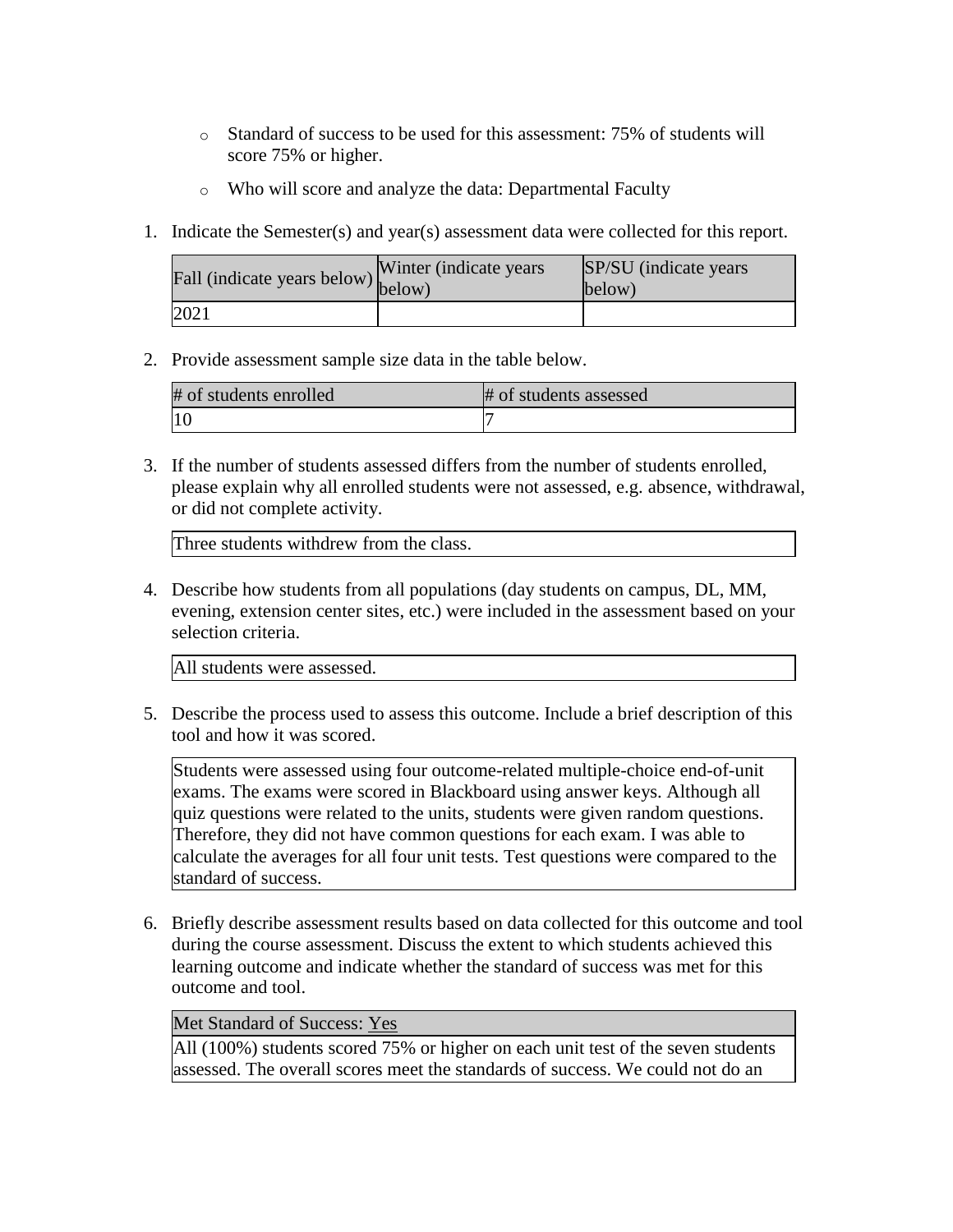- Standard of success to be used for this assessment: 75% of students will score 75% or higher.
- Who will score and analyze the data: Departmental Faculty

1. Indicate the Semester(s) and year(s) assessment data were collected for this report.

| Fall (indicate years below) | Winter (indicate years below) | SP/SU (indicate years below) |
| --- | --- | --- |
| 2021 | | |

2. Provide assessment sample size data in the table below.

| # of students enrolled | # of students assessed |
| --- | --- |
| 10 | 7 |

3. If the number of students assessed differs from the number of students enrolled, please explain why all enrolled students were not assessed, e.g. absence, withdrawal, or did not complete activity.

| Three students withdrew from the class. |
| --- |

4. Describe how students from all populations (day students on campus, DL, MM, evening, extension center sites, etc.) were included in the assessment based on your selection criteria.

| All students were assessed. |
| --- |

5. Describe the process used to assess this outcome. Include a brief description of this tool and how it was scored.

| Students were assessed using four outcome-related multiple-choice end-of-unit exams. The exams were scored in Blackboard using answer keys. Although all quiz questions were related to the units, students were given random questions. Therefore, they did not have common questions for each exam. I was able to calculate the averages for all four unit tests. Test questions were compared to the standard of success. |
| --- |

6. Briefly describe assessment results based on data collected for this outcome and tool during the course assessment. Discuss the extent to which students achieved this learning outcome and indicate whether the standard of success was met for this outcome and tool.

| Met Standard of Success: Yes |
| --- |
| All (100%) students scored 75% or higher on each unit test of the seven students assessed. The overall scores meet the standards of success. We could not do an |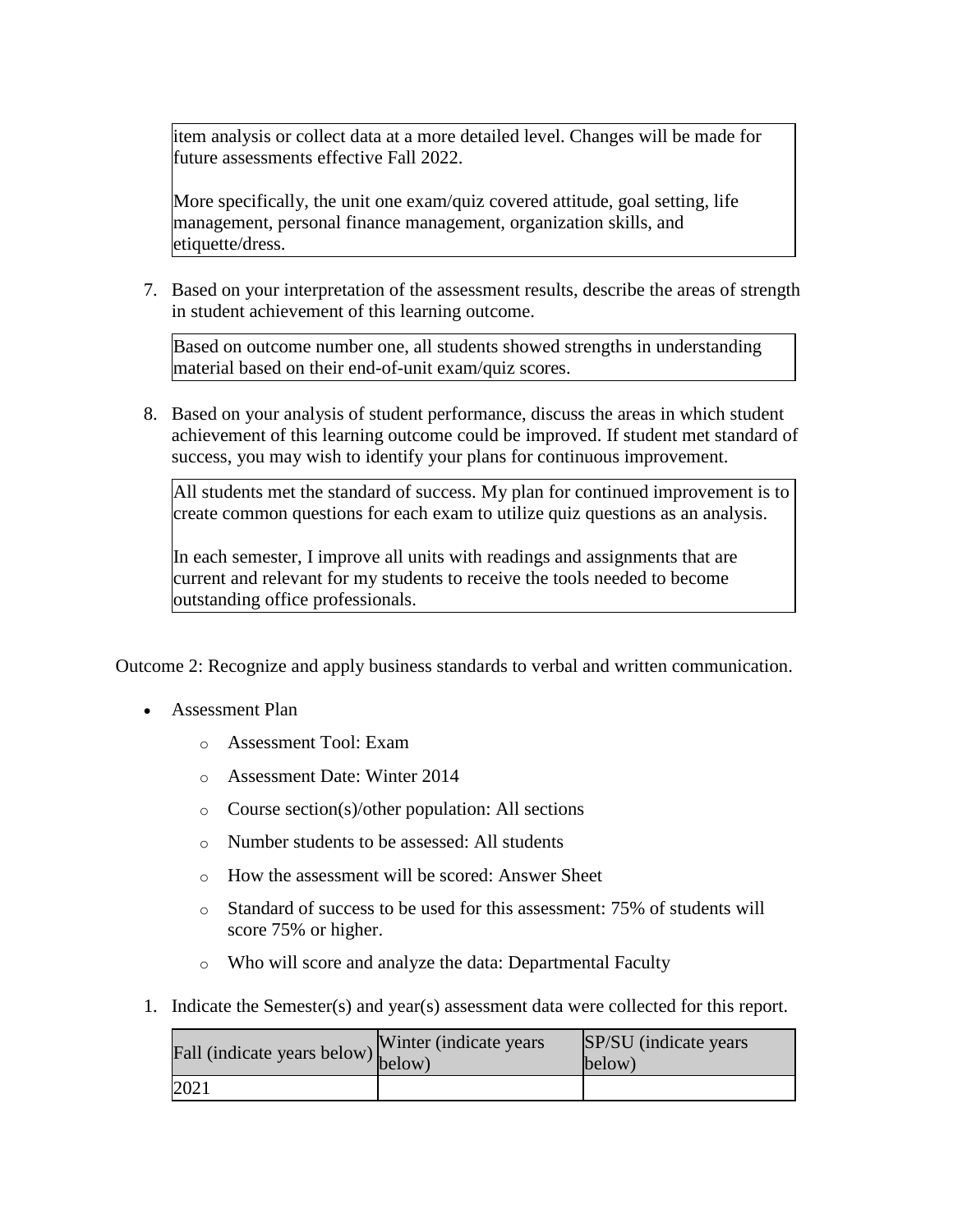item analysis or collect data at a more detailed level. Changes will be made for future assessments effective Fall 2022.

More specifically, the unit one exam/quiz covered attitude, goal setting, life management, personal finance management, organization skills, and etiquette/dress.

7. Based on your interpretation of the assessment results, describe the areas of strength in student achievement of this learning outcome.

Based on outcome number one, all students showed strengths in understanding material based on their end-of-unit exam/quiz scores.

8. Based on your analysis of student performance, discuss the areas in which student achievement of this learning outcome could be improved. If student met standard of success, you may wish to identify your plans for continuous improvement.

All students met the standard of success. My plan for continued improvement is to create common questions for each exam to utilize quiz questions as an analysis.

In each semester, I improve all units with readings and assignments that are current and relevant for my students to receive the tools needed to become outstanding office professionals.

Outcome 2: Recognize and apply business standards to verbal and written communication.

- Assessment Plan
  - Assessment Tool: Exam
  - Assessment Date: Winter 2014
  - Course section(s)/other population: All sections
  - Number students to be assessed: All students
  - How the assessment will be scored: Answer Sheet
  - Standard of success to be used for this assessment: 75% of students will score 75% or higher.
  - Who will score and analyze the data: Departmental Faculty

1. Indicate the Semester(s) and year(s) assessment data were collected for this report.

| Fall (indicate years below) | Winter (indicate years below) | SP/SU (indicate years below) |
| --- | --- | --- |
| 2021 | | |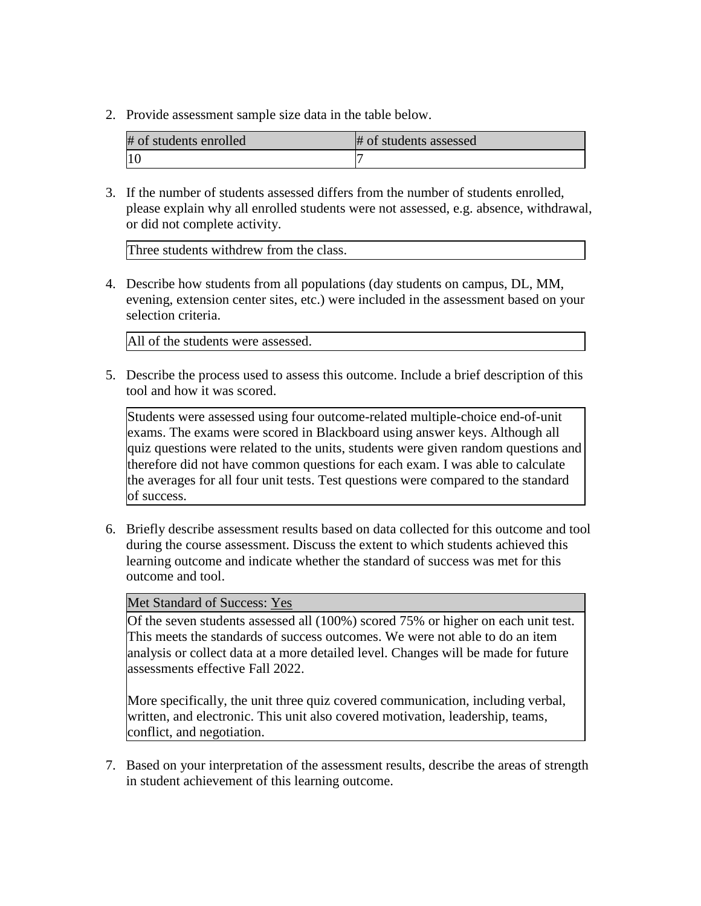2. Provide assessment sample size data in the table below.

| # of students enrolled | # of students assessed |
| --- | --- |
| 10 | 7 |

3. If the number of students assessed differs from the number of students enrolled, please explain why all enrolled students were not assessed, e.g. absence, withdrawal, or did not complete activity.

| Three students withdrew from the class. |
| --- |

4. Describe how students from all populations (day students on campus, DL, MM, evening, extension center sites, etc.) were included in the assessment based on your selection criteria.

| All of the students were assessed. |
| --- |

5. Describe the process used to assess this outcome. Include a brief description of this tool and how it was scored.

| Students were assessed using four outcome-related multiple-choice end-of-unit exams. The exams were scored in Blackboard using answer keys. Although all quiz questions were related to the units, students were given random questions and therefore did not have common questions for each exam. I was able to calculate the averages for all four unit tests. Test questions were compared to the standard of success. |
| --- |

6. Briefly describe assessment results based on data collected for this outcome and tool during the course assessment. Discuss the extent to which students achieved this learning outcome and indicate whether the standard of success was met for this outcome and tool.

| Met Standard of Success: Yes |
| --- |
| Of the seven students assessed all (100%) scored 75% or higher on each unit test. This meets the standards of success outcomes. We were not able to do an item analysis or collect data at a more detailed level. Changes will be made for future assessments effective Fall 2022.<br><br>More specifically, the unit three quiz covered communication, including verbal, written, and electronic. This unit also covered motivation, leadership, teams, conflict, and negotiation. |

7. Based on your interpretation of the assessment results, describe the areas of strength in student achievement of this learning outcome.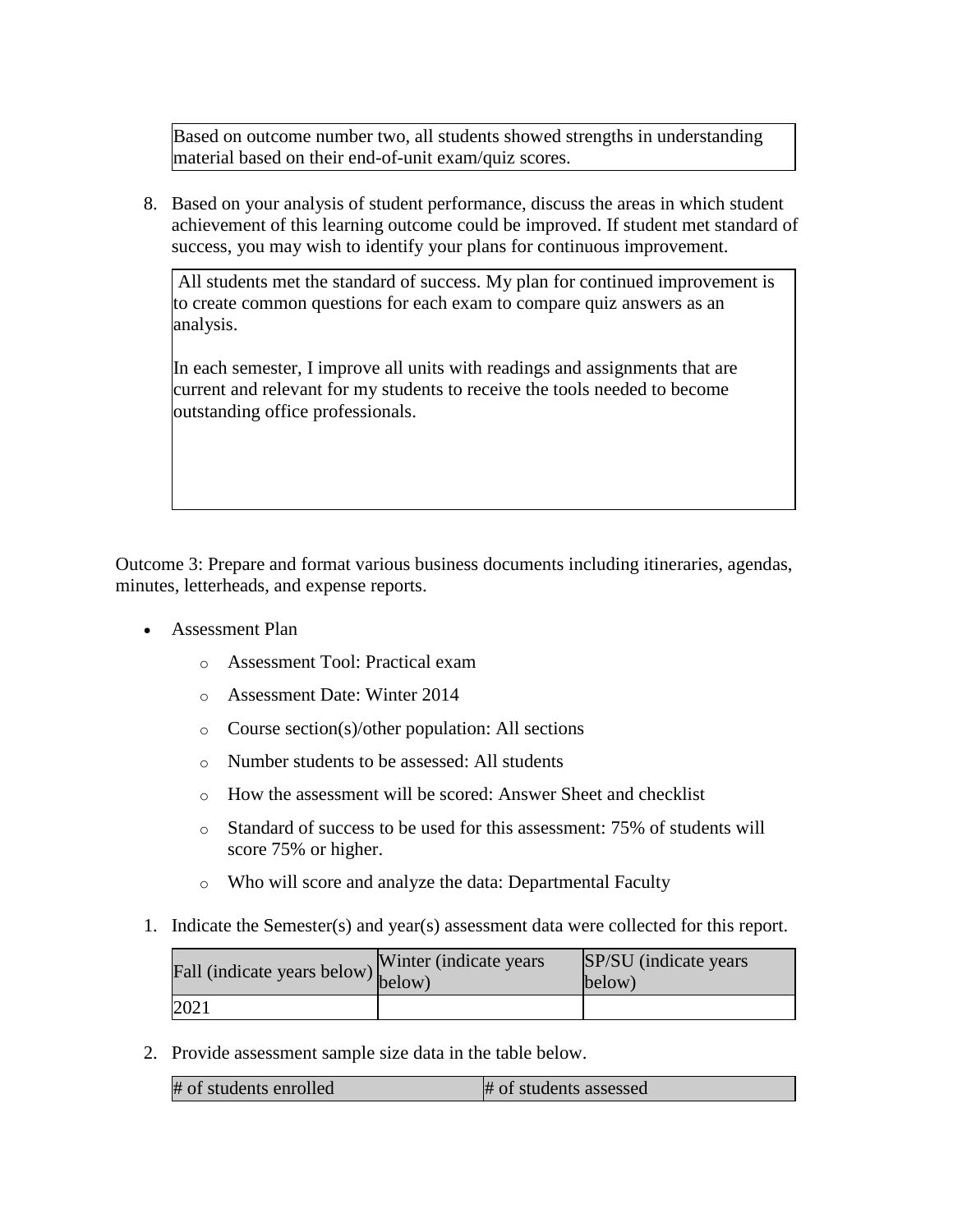| Based on outcome number two, all students showed strengths in understanding material based on their end-of-unit exam/quiz scores. |
|---|

8. Based on your analysis of student performance, discuss the areas in which student achievement of this learning outcome could be improved. If student met standard of success, you may wish to identify your plans for continuous improvement.

| All students met the standard of success. My plan for continued improvement is to create common questions for each exam to compare quiz answers as an analysis.<br><br>In each semester, I improve all units with readings and assignments that are current and relevant for my students to receive the tools needed to become outstanding office professionals. |
|---|

Outcome 3: Prepare and format various business documents including itineraries, agendas, minutes, letterheads, and expense reports.

- Assessment Plan
  - Assessment Tool: Practical exam
  - Assessment Date: Winter 2014
  - Course section(s)/other population: All sections
  - Number students to be assessed: All students
  - How the assessment will be scored: Answer Sheet and checklist
  - Standard of success to be used for this assessment: 75% of students will score 75% or higher.
  - Who will score and analyze the data: Departmental Faculty

1. Indicate the Semester(s) and year(s) assessment data were collected for this report.

| Fall (indicate years below) | Winter (indicate years below) | SP/SU (indicate years below) |
|---|---|---|
| 2021 | | |

2. Provide assessment sample size data in the table below.

| # of students enrolled | # of students assessed |
|---|---|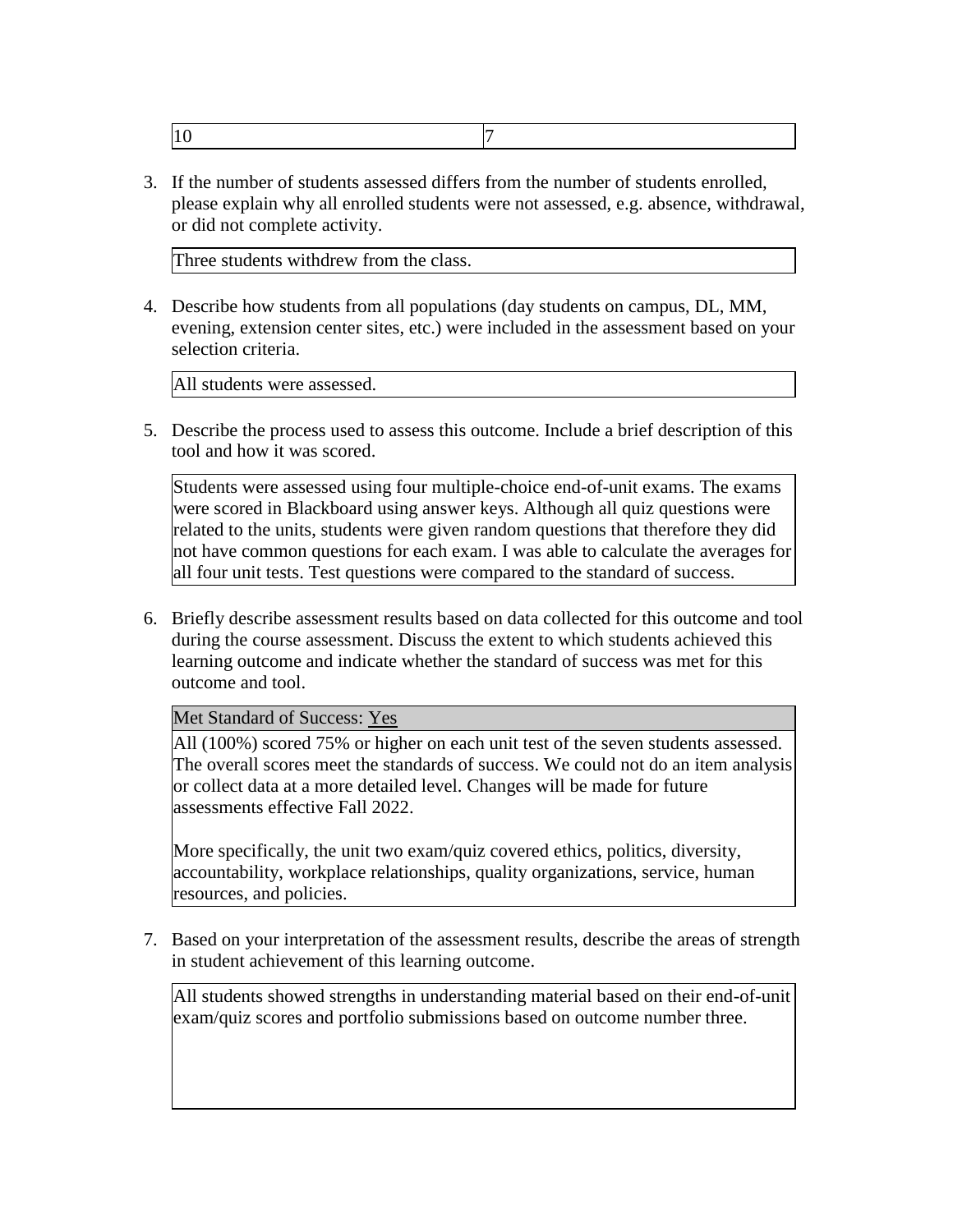| 10 | 7 |
|---|---|

3. If the number of students assessed differs from the number of students enrolled, please explain why all enrolled students were not assessed, e.g. absence, withdrawal, or did not complete activity.

| Three students withdrew from the class. |
|---|

4. Describe how students from all populations (day students on campus, DL, MM, evening, extension center sites, etc.) were included in the assessment based on your selection criteria.

| All students were assessed. |
|---|

5. Describe the process used to assess this outcome. Include a brief description of this tool and how it was scored.

| Students were assessed using four multiple-choice end-of-unit exams. The exams were scored in Blackboard using answer keys. Although all quiz questions were related to the units, students were given random questions that therefore they did not have common questions for each exam. I was able to calculate the averages for all four unit tests. Test questions were compared to the standard of success. |
|---|

6. Briefly describe assessment results based on data collected for this outcome and tool during the course assessment. Discuss the extent to which students achieved this learning outcome and indicate whether the standard of success was met for this outcome and tool.

| Met Standard of Success: Yes |
|---|
| All (100%) scored 75% or higher on each unit test of the seven students assessed. The overall scores meet the standards of success. We could not do an item analysis or collect data at a more detailed level. Changes will be made for future assessments effective Fall 2022.<br><br>More specifically, the unit two exam/quiz covered ethics, politics, diversity, accountability, workplace relationships, quality organizations, service, human resources, and policies. |

7. Based on your interpretation of the assessment results, describe the areas of strength in student achievement of this learning outcome.

| All students showed strengths in understanding material based on their end-of-unit exam/quiz scores and portfolio submissions based on outcome number three. |
|---|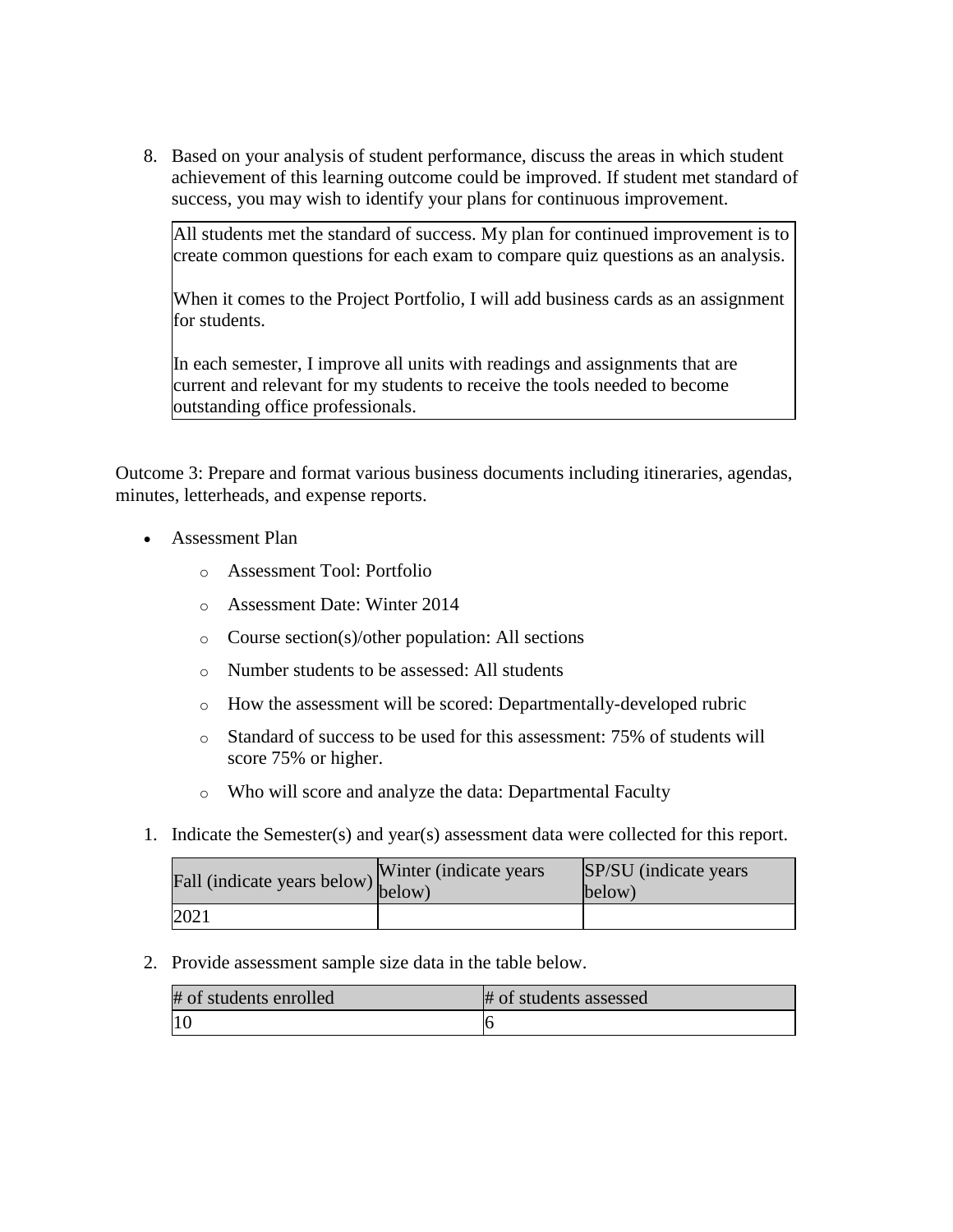8. Based on your analysis of student performance, discuss the areas in which student achievement of this learning outcome could be improved. If student met standard of success, you may wish to identify your plans for continuous improvement.

| All students met the standard of success. My plan for continued improvement is to create common questions for each exam to compare quiz questions as an analysis.<br><br>When it comes to the Project Portfolio, I will add business cards as an assignment for students.<br><br>In each semester, I improve all units with readings and assignments that are current and relevant for my students to receive the tools needed to become outstanding office professionals. |
|---|

Outcome 3: Prepare and format various business documents including itineraries, agendas, minutes, letterheads, and expense reports.

- Assessment Plan
    - Assessment Tool: Portfolio
    - Assessment Date: Winter 2014
    - Course section(s)/other population: All sections
    - Number students to be assessed: All students
    - How the assessment will be scored: Departmentally-developed rubric
    - Standard of success to be used for this assessment: 75% of students will score 75% or higher.
    - Who will score and analyze the data: Departmental Faculty

1. Indicate the Semester(s) and year(s) assessment data were collected for this report.

| Fall (indicate years below) | Winter (indicate years below) | SP/SU (indicate years below) |
|---|---|---|
| 2021 | | |

2. Provide assessment sample size data in the table below.

| # of students enrolled | # of students assessed |
|---|---|
| 10 | 6 |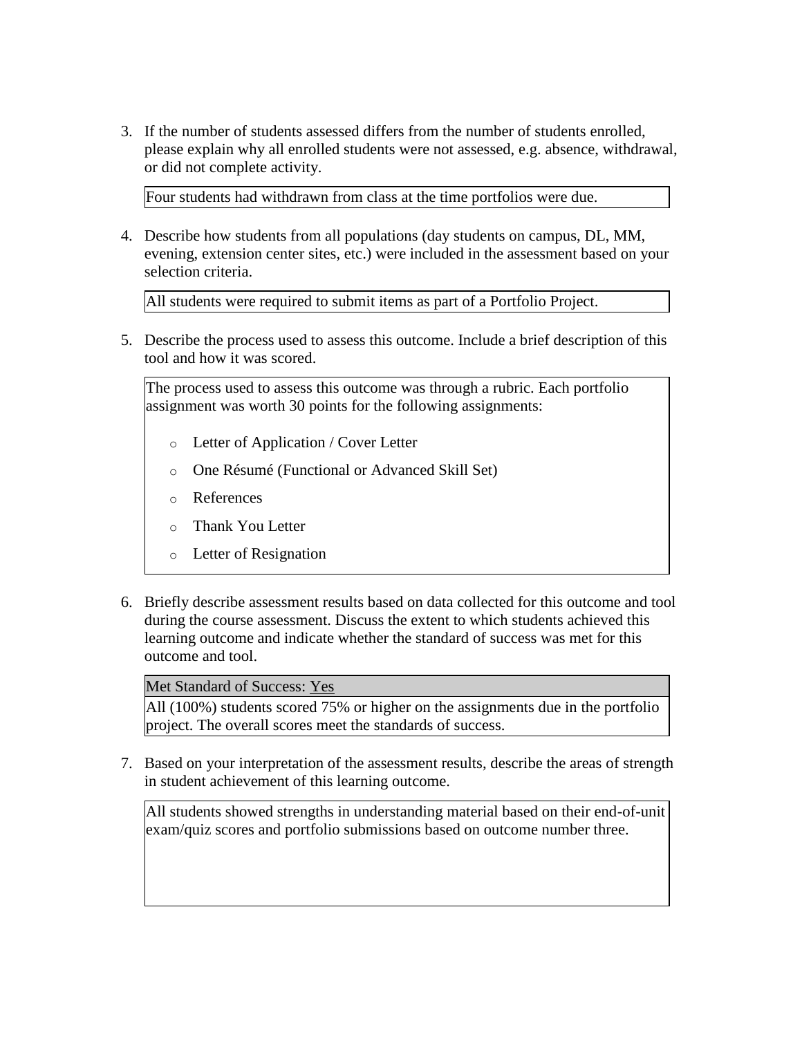3. If the number of students assessed differs from the number of students enrolled, please explain why all enrolled students were not assessed, e.g. absence, withdrawal, or did not complete activity.

   Four students had withdrawn from class at the time portfolios were due.

4. Describe how students from all populations (day students on campus, DL, MM, evening, extension center sites, etc.) were included in the assessment based on your selection criteria.

   All students were required to submit items as part of a Portfolio Project.

5. Describe the process used to assess this outcome. Include a brief description of this tool and how it was scored.

   The process used to assess this outcome was through a rubric. Each portfolio assignment was worth 30 points for the following assignments:

   - Letter of Application / Cover Letter
   - One Résumé (Functional or Advanced Skill Set)
   - References
   - Thank You Letter
   - Letter of Resignation

6. Briefly describe assessment results based on data collected for this outcome and tool during the course assessment. Discuss the extent to which students achieved this learning outcome and indicate whether the standard of success was met for this outcome and tool.

   Met Standard of Success: Yes

   All (100%) students scored 75% or higher on the assignments due in the portfolio project. The overall scores meet the standards of success.

7. Based on your interpretation of the assessment results, describe the areas of strength in student achievement of this learning outcome.

   All students showed strengths in understanding material based on their end-of-unit exam/quiz scores and portfolio submissions based on outcome number three.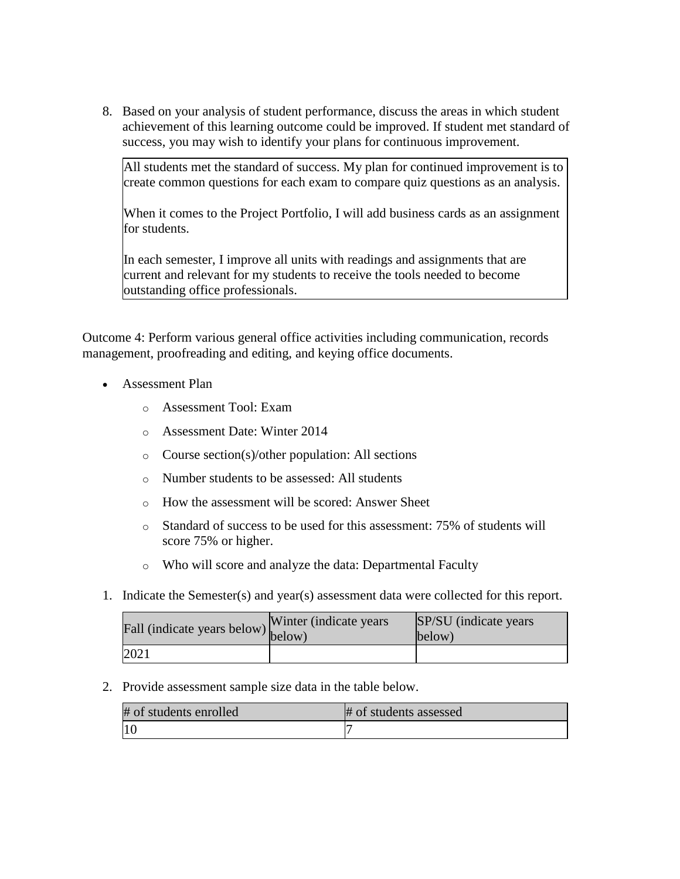8. Based on your analysis of student performance, discuss the areas in which student achievement of this learning outcome could be improved. If student met standard of success, you may wish to identify your plans for continuous improvement.

| All students met the standard of success. My plan for continued improvement is to create common questions for each exam to compare quiz questions as an analysis. When it comes to the Project Portfolio, I will add business cards as an assignment for students. In each semester, I improve all units with readings and assignments that are current and relevant for my students to receive the tools needed to become outstanding office professionals. |
|---|

Outcome 4: Perform various general office activities including communication, records management, proofreading and editing, and keying office documents.

- Assessment Plan
  - Assessment Tool: Exam
  - Assessment Date: Winter 2014
  - Course section(s)/other population: All sections
  - Number students to be assessed: All students
  - How the assessment will be scored: Answer Sheet
  - Standard of success to be used for this assessment: 75% of students will score 75% or higher.
  - Who will score and analyze the data: Departmental Faculty

1. Indicate the Semester(s) and year(s) assessment data were collected for this report.

| Fall (indicate years below) | Winter (indicate years below) | SP/SU (indicate years below) |
|---|---|---|
| 2021 | | |

2. Provide assessment sample size data in the table below.

| # of students enrolled | # of students assessed |
|---|---|
| 10 | 7 |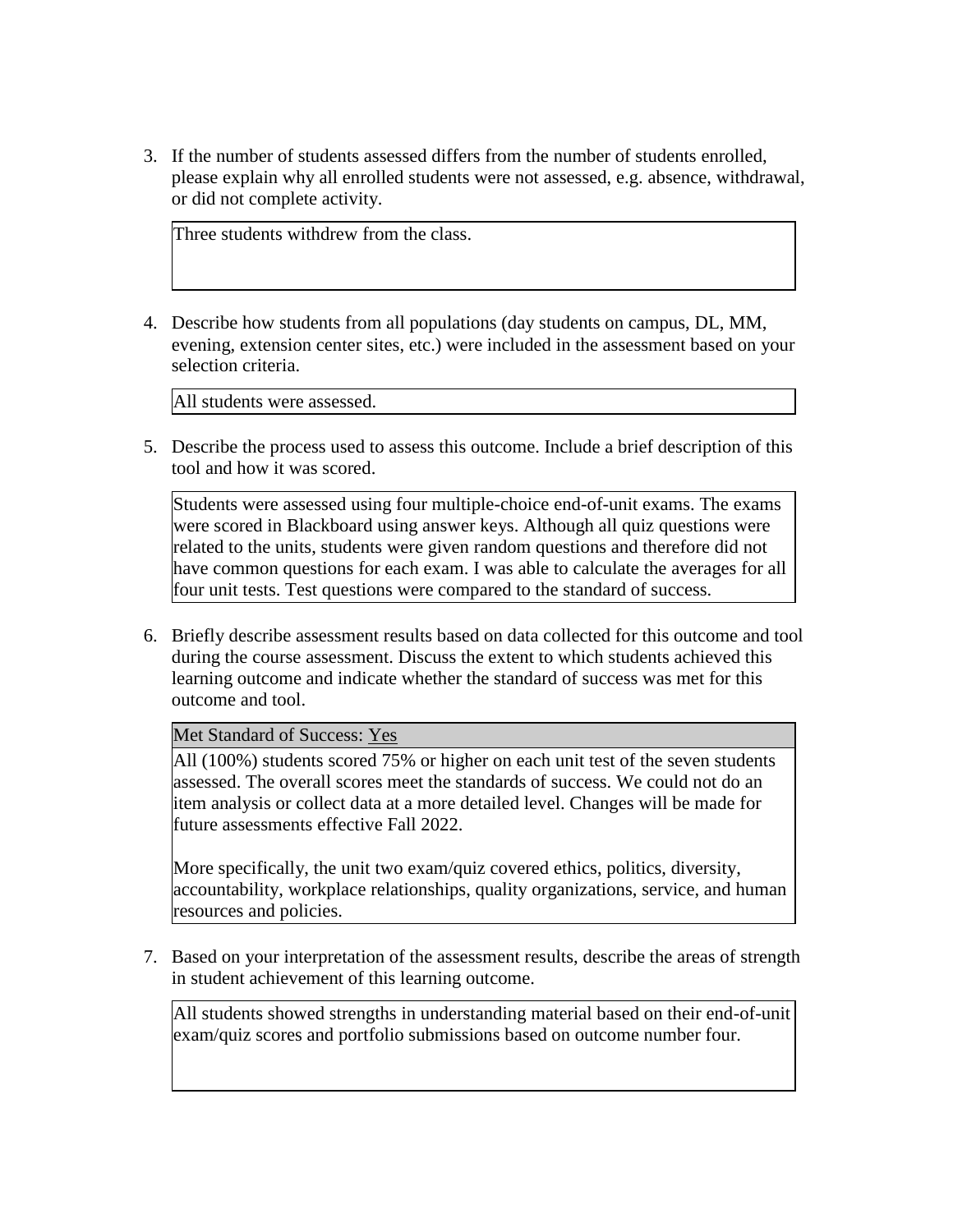3. If the number of students assessed differs from the number of students enrolled, please explain why all enrolled students were not assessed, e.g. absence, withdrawal, or did not complete activity.

   Three students withdrew from the class.

4. Describe how students from all populations (day students on campus, DL, MM, evening, extension center sites, etc.) were included in the assessment based on your selection criteria.

   All students were assessed.

5. Describe the process used to assess this outcome. Include a brief description of this tool and how it was scored.

   Students were assessed using four multiple-choice end-of-unit exams. The exams were scored in Blackboard using answer keys. Although all quiz questions were related to the units, students were given random questions and therefore did not have common questions for each exam. I was able to calculate the averages for all four unit tests. Test questions were compared to the standard of success.

6. Briefly describe assessment results based on data collected for this outcome and tool during the course assessment. Discuss the extent to which students achieved this learning outcome and indicate whether the standard of success was met for this outcome and tool.

   Met Standard of Success: Yes

   All (100%) students scored 75% or higher on each unit test of the seven students assessed. The overall scores meet the standards of success. We could not do an item analysis or collect data at a more detailed level. Changes will be made for future assessments effective Fall 2022.

   More specifically, the unit two exam/quiz covered ethics, politics, diversity, accountability, workplace relationships, quality organizations, service, and human resources and policies.

7. Based on your interpretation of the assessment results, describe the areas of strength in student achievement of this learning outcome.

   All students showed strengths in understanding material based on their end-of-unit exam/quiz scores and portfolio submissions based on outcome number four.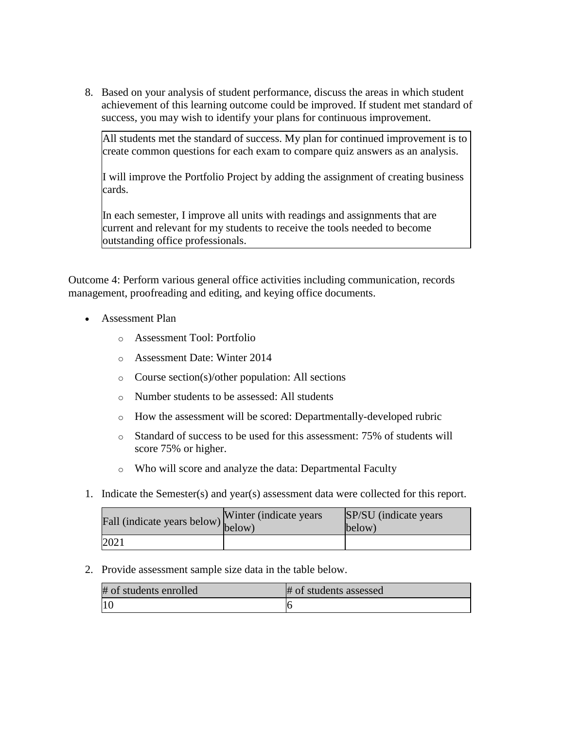8. Based on your analysis of student performance, discuss the areas in which student achievement of this learning outcome could be improved. If student met standard of success, you may wish to identify your plans for continuous improvement.

| All students met the standard of success. My plan for continued improvement is to create common questions for each exam to compare quiz answers as an analysis.<br><br>I will improve the Portfolio Project by adding the assignment of creating business cards.<br><br>In each semester, I improve all units with readings and assignments that are current and relevant for my students to receive the tools needed to become outstanding office professionals. |
|---|

Outcome 4: Perform various general office activities including communication, records management, proofreading and editing, and keying office documents.

- Assessment Plan
  - Assessment Tool: Portfolio
  - Assessment Date: Winter 2014
  - Course section(s)/other population: All sections
  - Number students to be assessed: All students
  - How the assessment will be scored: Departmentally-developed rubric
  - Standard of success to be used for this assessment: 75% of students will score 75% or higher.
  - Who will score and analyze the data: Departmental Faculty

1. Indicate the Semester(s) and year(s) assessment data were collected for this report.

| Fall (indicate years below) | Winter (indicate years below) | SP/SU (indicate years below) |
|---|---|---|
| 2021 | | |

2. Provide assessment sample size data in the table below.

| # of students enrolled | # of students assessed |
|---|---|
| 10 | 6 |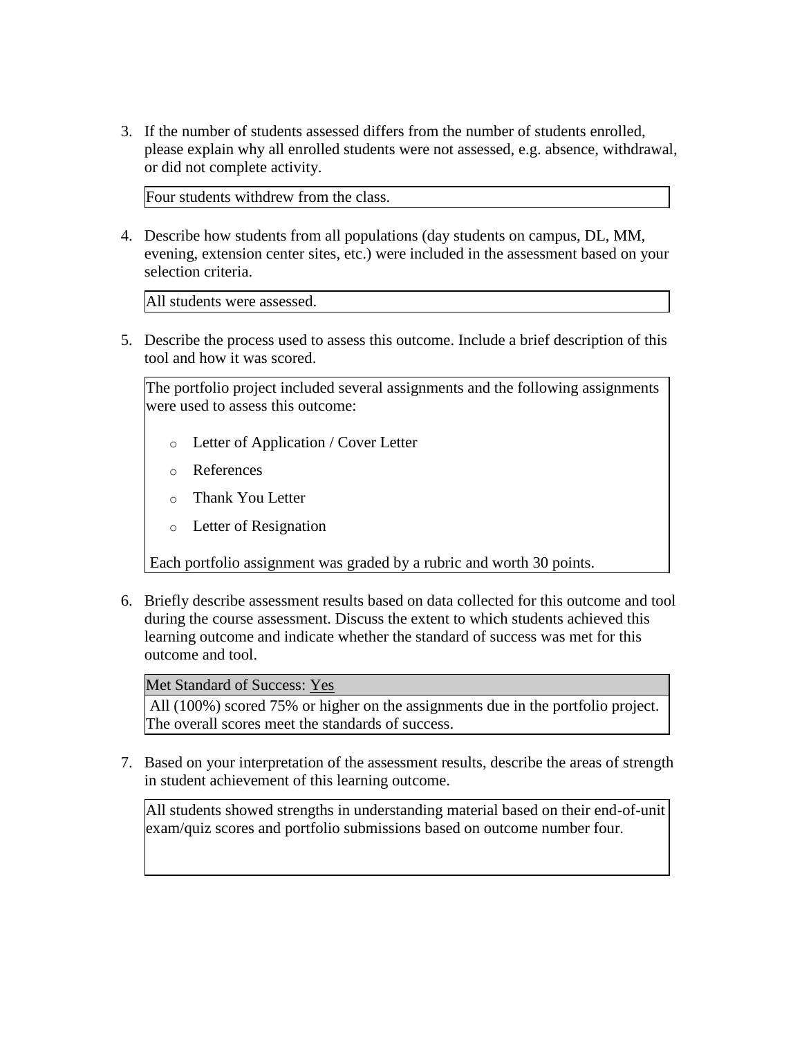3. If the number of students assessed differs from the number of students enrolled, please explain why all enrolled students were not assessed, e.g. absence, withdrawal, or did not complete activity.

   Four students withdrew from the class.

4. Describe how students from all populations (day students on campus, DL, MM, evening, extension center sites, etc.) were included in the assessment based on your selection criteria.

   All students were assessed.

5. Describe the process used to assess this outcome. Include a brief description of this tool and how it was scored.

   The portfolio project included several assignments and the following assignments were used to assess this outcome:

   - Letter of Application / Cover Letter
   - References
   - Thank You Letter
   - Letter of Resignation

   Each portfolio assignment was graded by a rubric and worth 30 points.

6. Briefly describe assessment results based on data collected for this outcome and tool during the course assessment. Discuss the extent to which students achieved this learning outcome and indicate whether the standard of success was met for this outcome and tool.

   | Met Standard of Success: Yes |
   | --- |
   | All (100%) scored 75% or higher on the assignments due in the portfolio project. The overall scores meet the standards of success. |

7. Based on your interpretation of the assessment results, describe the areas of strength in student achievement of this learning outcome.

   All students showed strengths in understanding material based on their end-of-unit exam/quiz scores and portfolio submissions based on outcome number four.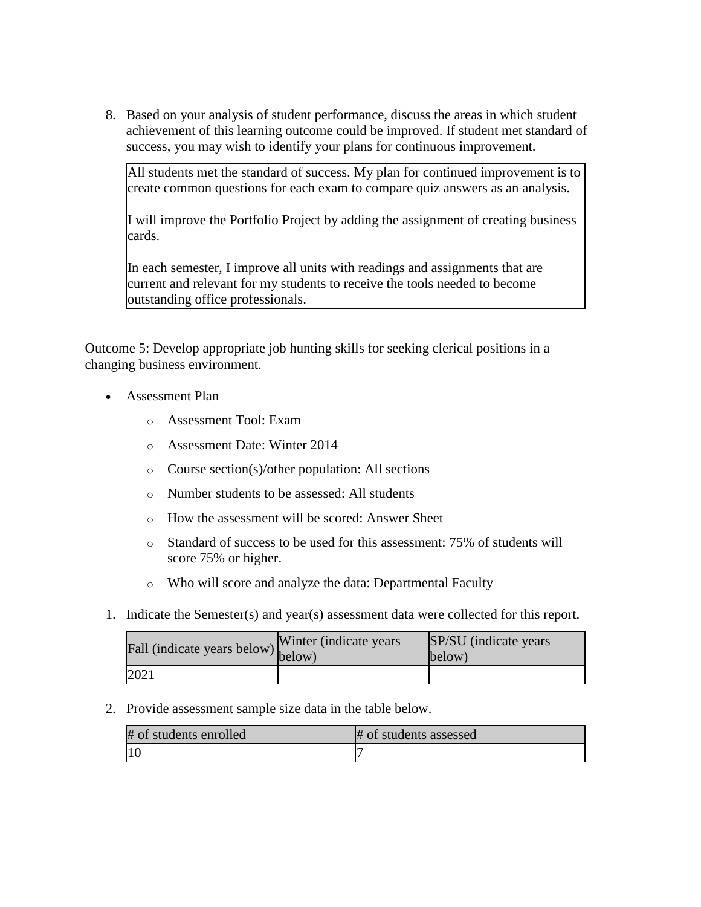8. Based on your analysis of student performance, discuss the areas in which student achievement of this learning outcome could be improved. If student met standard of success, you may wish to identify your plans for continuous improvement.

| All students met the standard of success. My plan for continued improvement is to create common questions for each exam to compare quiz answers as an analysis.<br><br>I will improve the Portfolio Project by adding the assignment of creating business cards.<br><br>In each semester, I improve all units with readings and assignments that are current and relevant for my students to receive the tools needed to become outstanding office professionals. |
|---|

Outcome 5: Develop appropriate job hunting skills for seeking clerical positions in a changing business environment.

- Assessment Plan
  - Assessment Tool: Exam
  - Assessment Date: Winter 2014
  - Course section(s)/other population: All sections
  - Number students to be assessed: All students
  - How the assessment will be scored: Answer Sheet
  - Standard of success to be used for this assessment: 75% of students will score 75% or higher.
  - Who will score and analyze the data: Departmental Faculty

1. Indicate the Semester(s) and year(s) assessment data were collected for this report.

| Fall (indicate years below) | Winter (indicate years below) | SP/SU (indicate years below) |
|---|---|---|
| 2021 | | |

2. Provide assessment sample size data in the table below.

| # of students enrolled | # of students assessed |
|---|---|
| 10 | 7 |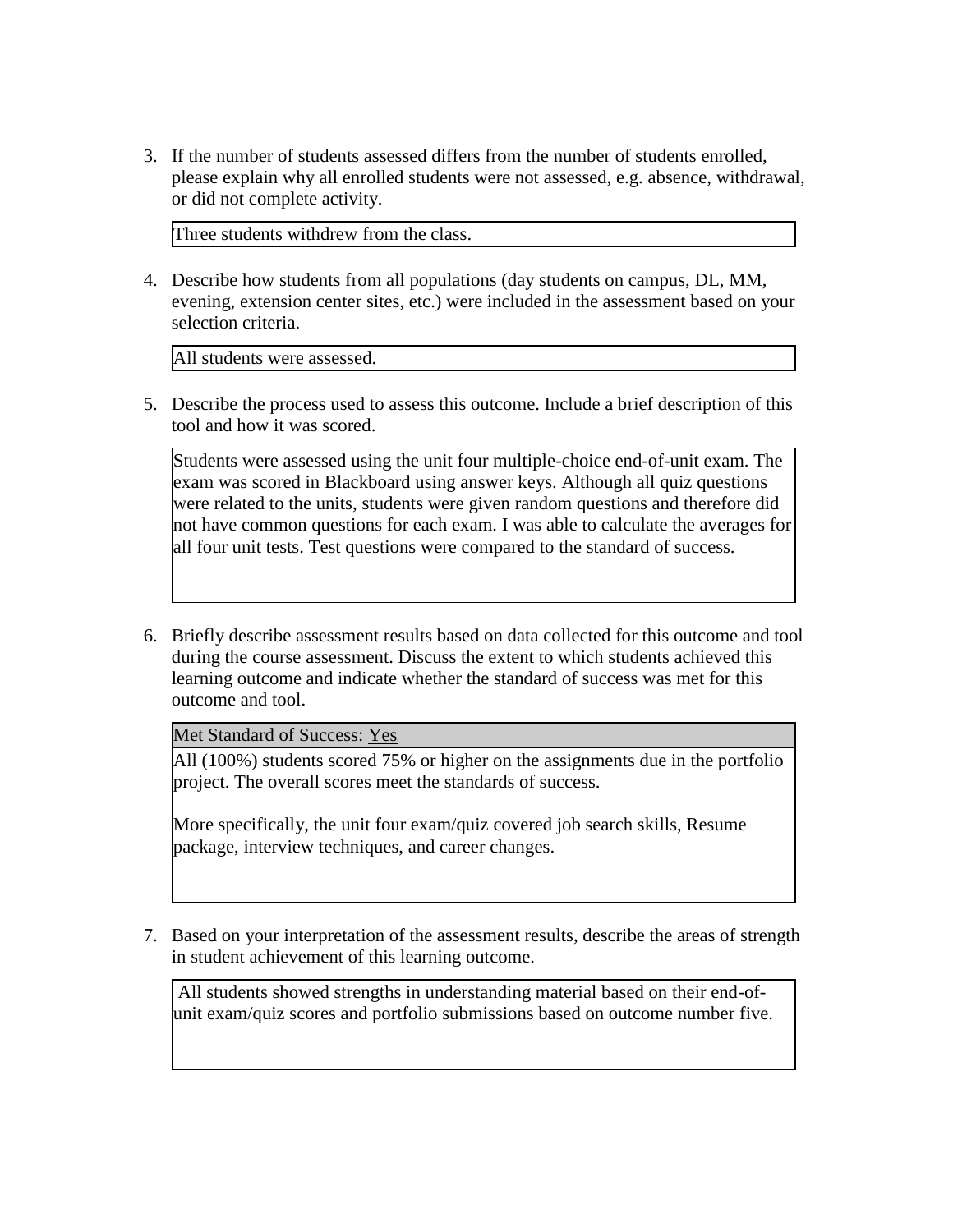3. If the number of students assessed differs from the number of students enrolled, please explain why all enrolled students were not assessed, e.g. absence, withdrawal, or did not complete activity.

| Three students withdrew from the class. |
|---|

4. Describe how students from all populations (day students on campus, DL, MM, evening, extension center sites, etc.) were included in the assessment based on your selection criteria.

| All students were assessed. |
|---|

5. Describe the process used to assess this outcome. Include a brief description of this tool and how it was scored.

| Students were assessed using the unit four multiple-choice end-of-unit exam. The exam was scored in Blackboard using answer keys. Although all quiz questions were related to the units, students were given random questions and therefore did not have common questions for each exam. I was able to calculate the averages for all four unit tests. Test questions were compared to the standard of success. |
|---|

6. Briefly describe assessment results based on data collected for this outcome and tool during the course assessment. Discuss the extent to which students achieved this learning outcome and indicate whether the standard of success was met for this outcome and tool.

| Met Standard of Success: Yes |
|---|
| All (100%) students scored 75% or higher on the assignments due in the portfolio project. The overall scores meet the standards of success.<br><br>More specifically, the unit four exam/quiz covered job search skills, Resume package, interview techniques, and career changes. |

7. Based on your interpretation of the assessment results, describe the areas of strength in student achievement of this learning outcome.

| All students showed strengths in understanding material based on their end-of-unit exam/quiz scores and portfolio submissions based on outcome number five. |
|---|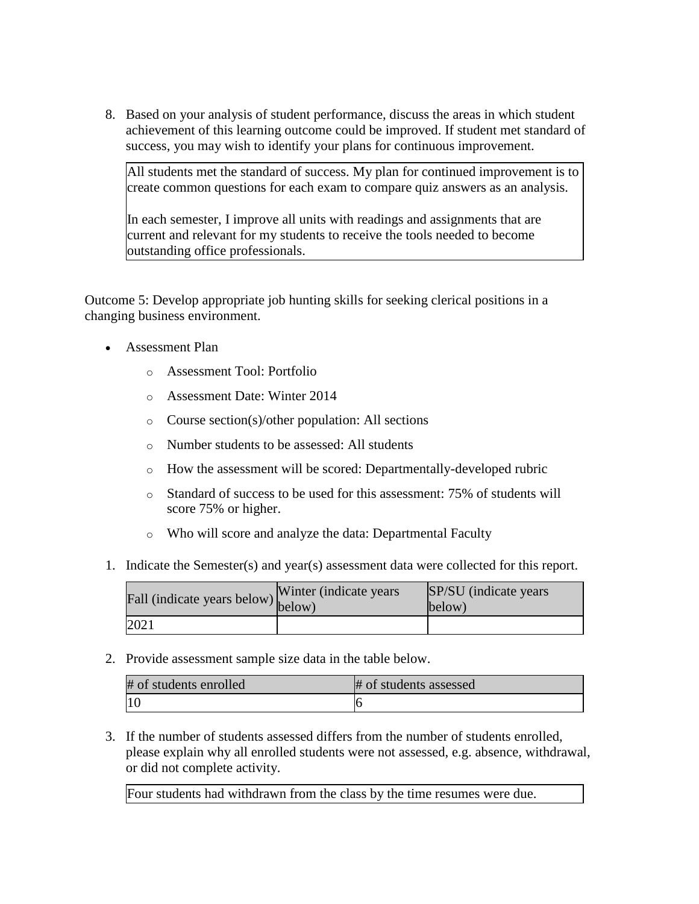8. Based on your analysis of student performance, discuss the areas in which student achievement of this learning outcome could be improved. If student met standard of success, you may wish to identify your plans for continuous improvement.

| All students met the standard of success. My plan for continued improvement is to create common questions for each exam to compare quiz answers as an analysis.<br><br>In each semester, I improve all units with readings and assignments that are current and relevant for my students to receive the tools needed to become outstanding office professionals. |
|---|

Outcome 5: Develop appropriate job hunting skills for seeking clerical positions in a changing business environment.

- Assessment Plan
    - Assessment Tool: Portfolio
    - Assessment Date: Winter 2014
    - Course section(s)/other population: All sections
    - Number students to be assessed: All students
    - How the assessment will be scored: Departmentally-developed rubric
    - Standard of success to be used for this assessment: 75% of students will score 75% or higher.
    - Who will score and analyze the data: Departmental Faculty

1. Indicate the Semester(s) and year(s) assessment data were collected for this report.

| Fall (indicate years below) | Winter (indicate years below) | SP/SU (indicate years below) |
|---|---|---|
| 2021 | | |

2. Provide assessment sample size data in the table below.

| # of students enrolled | # of students assessed |
|---|---|
| 10 | 6 |

3. If the number of students assessed differs from the number of students enrolled, please explain why all enrolled students were not assessed, e.g. absence, withdrawal, or did not complete activity.

| Four students had withdrawn from the class by the time resumes were due. |
|---|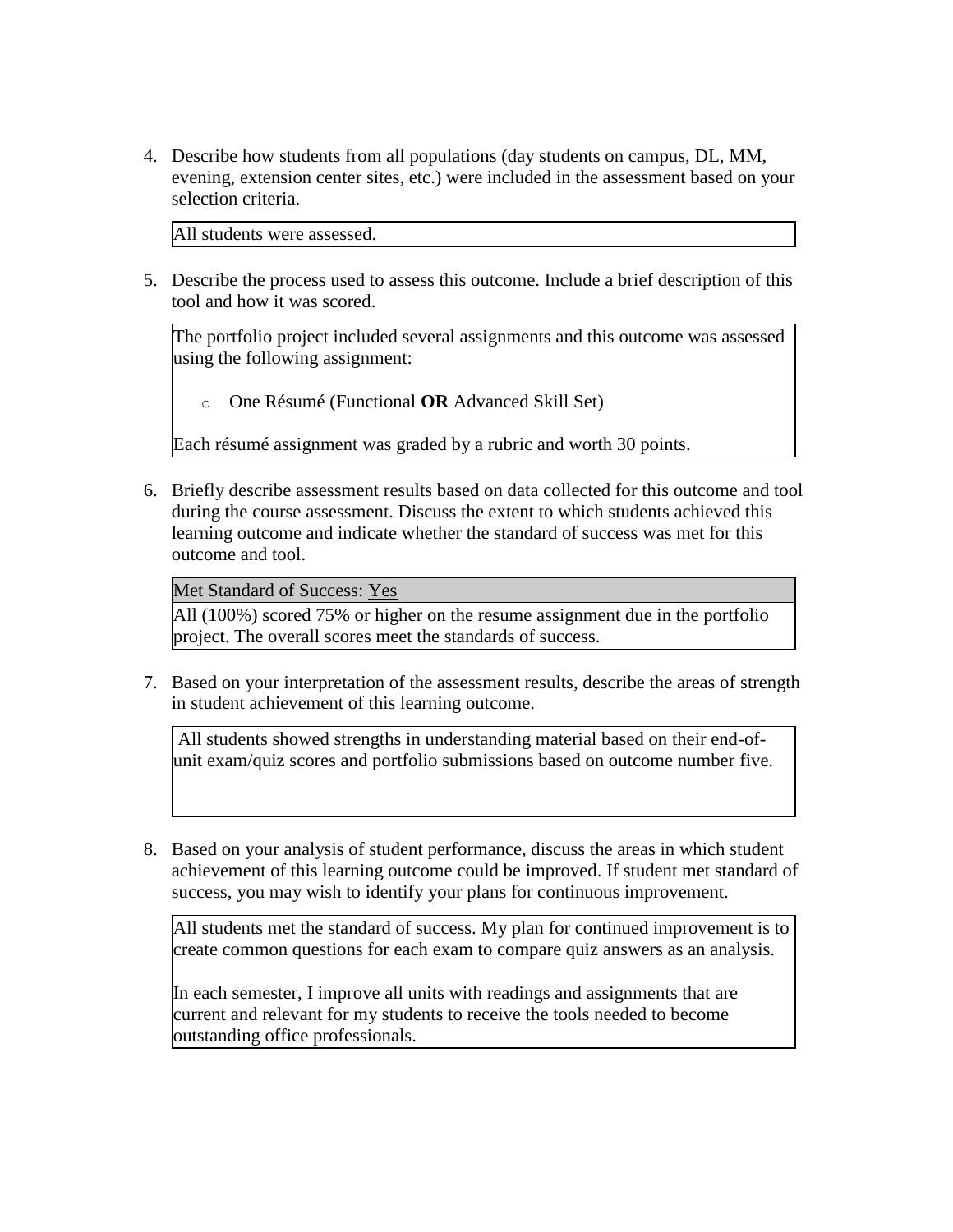4. Describe how students from all populations (day students on campus, DL, MM, evening, extension center sites, etc.) were included in the assessment based on your selection criteria.

| All students were assessed. |
|---|

5. Describe the process used to assess this outcome. Include a brief description of this tool and how it was scored.

The portfolio project included several assignments and this outcome was assessed using the following assignment:

- One Résumé (Functional **OR** Advanced Skill Set)

Each résumé assignment was graded by a rubric and worth 30 points.

6. Briefly describe assessment results based on data collected for this outcome and tool during the course assessment. Discuss the extent to which students achieved this learning outcome and indicate whether the standard of success was met for this outcome and tool.

| Met Standard of Success: Yes |
|---|
| All (100%) scored 75% or higher on the resume assignment due in the portfolio project. The overall scores meet the standards of success. |

7. Based on your interpretation of the assessment results, describe the areas of strength in student achievement of this learning outcome.

| All students showed strengths in understanding material based on their end-of-unit exam/quiz scores and portfolio submissions based on outcome number five. |
|---|

8. Based on your analysis of student performance, discuss the areas in which student achievement of this learning outcome could be improved. If student met standard of success, you may wish to identify your plans for continuous improvement.

All students met the standard of success. My plan for continued improvement is to create common questions for each exam to compare quiz answers as an analysis.

In each semester, I improve all units with readings and assignments that are current and relevant for my students to receive the tools needed to become outstanding office professionals.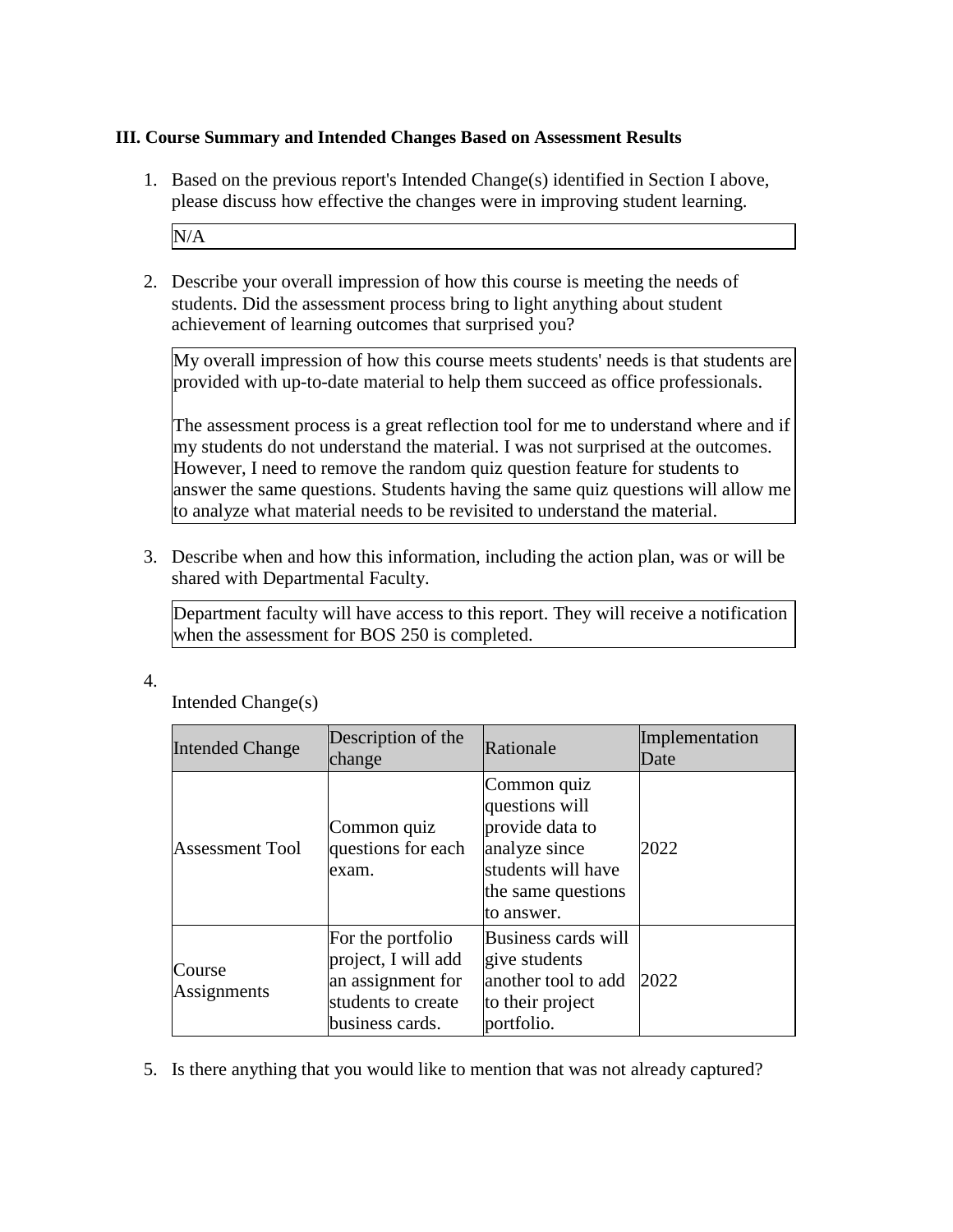**III. Course Summary and Intended Changes Based on Assessment Results**

1. Based on the previous report's Intended Change(s) identified in Section I above, please discuss how effective the changes were in improving student learning.

   N/A

2. Describe your overall impression of how this course is meeting the needs of students. Did the assessment process bring to light anything about student achievement of learning outcomes that surprised you?

   My overall impression of how this course meets students' needs is that students are provided with up-to-date material to help them succeed as office professionals.

   The assessment process is a great reflection tool for me to understand where and if my students do not understand the material. I was not surprised at the outcomes. However, I need to remove the random quiz question feature for students to answer the same questions. Students having the same quiz questions will allow me to analyze what material needs to be revisited to understand the material.

3. Describe when and how this information, including the action plan, was or will be shared with Departmental Faculty.

   Department faculty will have access to this report. They will receive a notification when the assessment for BOS 250 is completed.

4. Intended Change(s)

| Intended Change | Description of the change | Rationale | Implementation Date |
|---|---|---|---|
| Assessment Tool | Common quiz questions for each exam. | Common quiz questions will provide data to analyze since students will have the same questions to answer. | 2022 |
| Course Assignments | For the portfolio project, I will add an assignment for students to create business cards. | Business cards will give students another tool to add to their project portfolio. | 2022 |

5. Is there anything that you would like to mention that was not already captured?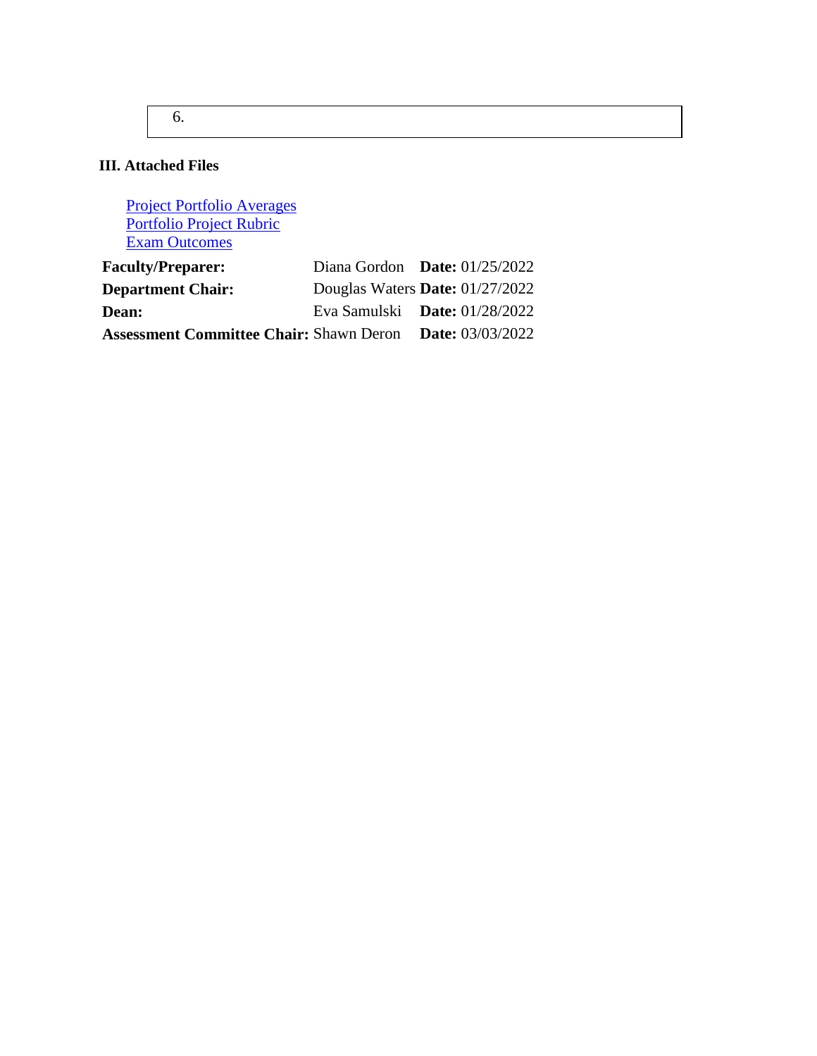| |
|---|
| 6. |

### III. Attached Files

[Project Portfolio Averages]
[Portfolio Project Rubric]
[Exam Outcomes]

| | | |
|---|---|---|
| **Faculty/Preparer:** | Diana Gordon | **Date:** 01/25/2022 |
| **Department Chair:** | Douglas Waters | **Date:** 01/27/2022 |
| **Dean:** | Eva Samulski | **Date:** 01/28/2022 |
| **Assessment Committee Chair:** | Shawn Deron | **Date:** 03/03/2022 |